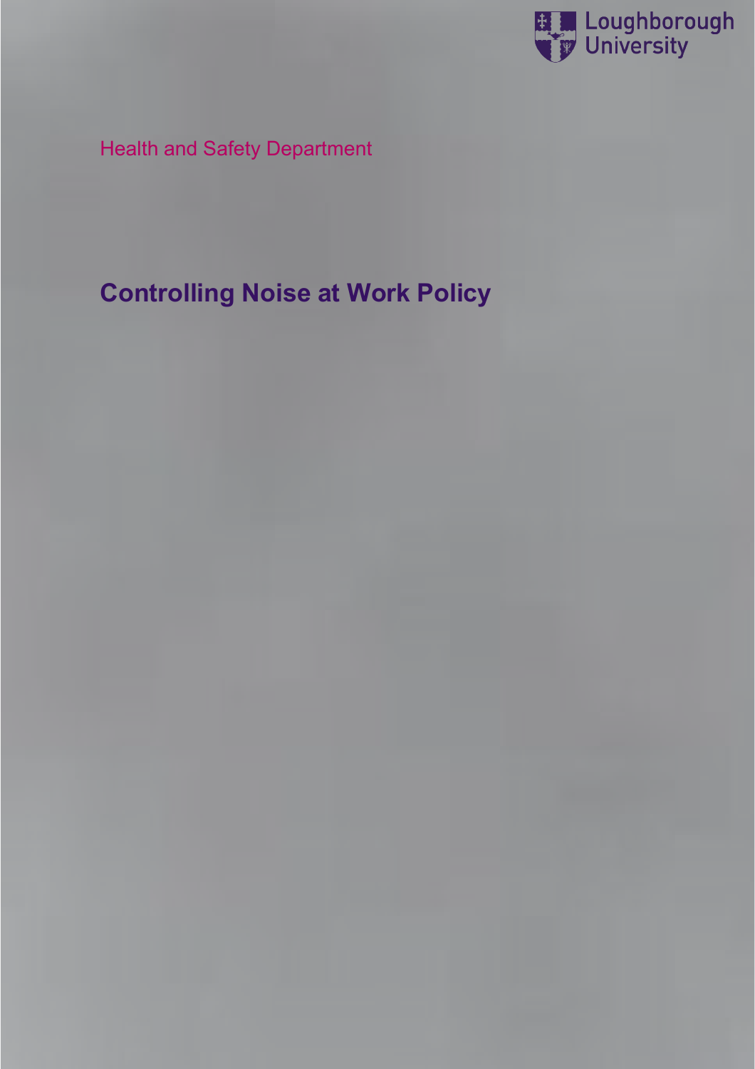Loughborough University

Health and Safety Department

# Controlling Noise at Work Policy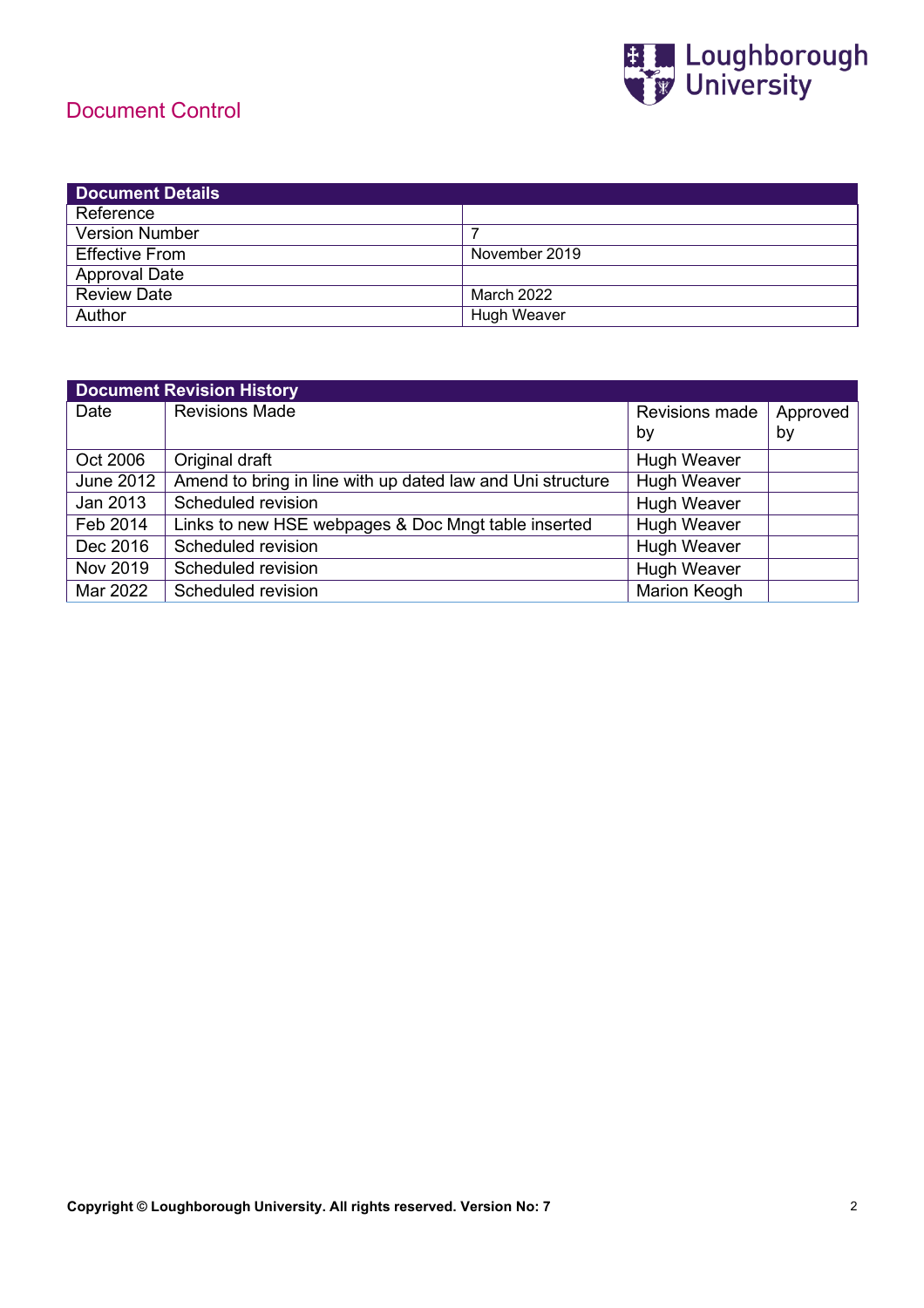# Document Control

| Document Details | |
|---|---|
| Reference | |
| Version Number | 7 |
| Effective From | November 2019 |
| Approval Date | |
| Review Date | March 2022 |
| Author | Hugh Weaver |

| Document Revision History | | | |
|---|---|---|---|
| Date | Revisions Made | Revisions made by | Approved by |
| Oct 2006 | Original draft | Hugh Weaver | |
| June 2012 | Amend to bring in line with up dated law and Uni structure | Hugh Weaver | |
| Jan 2013 | Scheduled revision | Hugh Weaver | |
| Feb 2014 | Links to new HSE webpages & Doc Mngt table inserted | Hugh Weaver | |
| Dec 2016 | Scheduled revision | Hugh Weaver | |
| Nov 2019 | Scheduled revision | Hugh Weaver | |
| Mar 2022 | Scheduled revision | Marion Keogh | |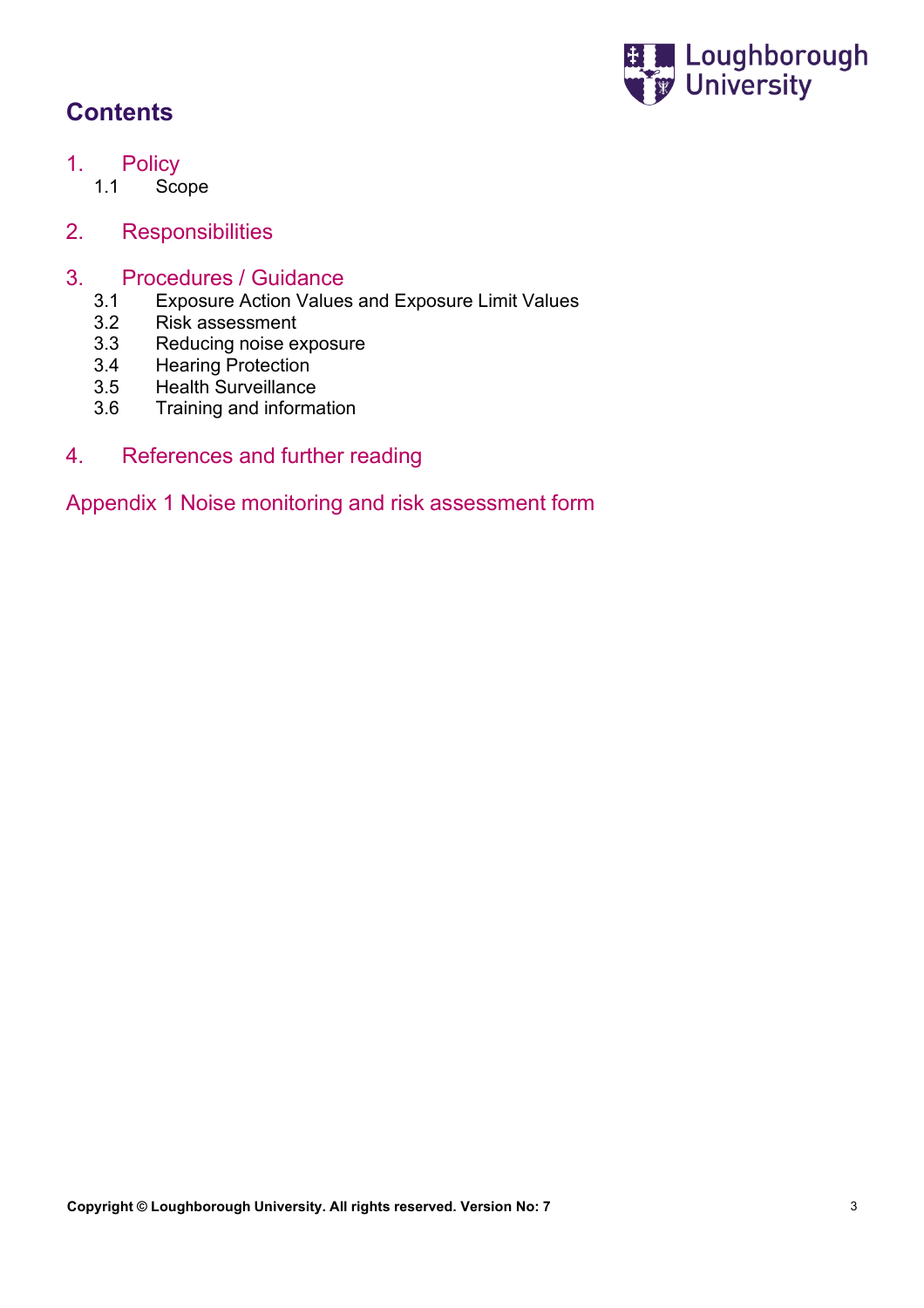## Contents

1. Policy
   - 1.1 Scope

2. Responsibilities

3. Procedures / Guidance
   - 3.1 Exposure Action Values and Exposure Limit Values
   - 3.2 Risk assessment
   - 3.3 Reducing noise exposure
   - 3.4 Hearing Protection
   - 3.5 Health Surveillance
   - 3.6 Training and information

4. References and further reading

Appendix 1 Noise monitoring and risk assessment form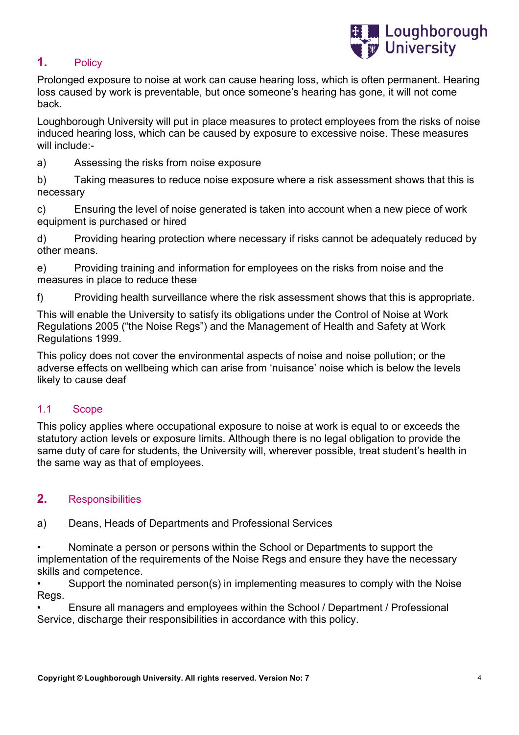## 1. Policy

Prolonged exposure to noise at work can cause hearing loss, which is often permanent. Hearing loss caused by work is preventable, but once someone's hearing has gone, it will not come back.

Loughborough University will put in place measures to protect employees from the risks of noise induced hearing loss, which can be caused by exposure to excessive noise. These measures will include:-

a) Assessing the risks from noise exposure

b) Taking measures to reduce noise exposure where a risk assessment shows that this is necessary

c) Ensuring the level of noise generated is taken into account when a new piece of work equipment is purchased or hired

d) Providing hearing protection where necessary if risks cannot be adequately reduced by other means.

e) Providing training and information for employees on the risks from noise and the measures in place to reduce these

f) Providing health surveillance where the risk assessment shows that this is appropriate.

This will enable the University to satisfy its obligations under the Control of Noise at Work Regulations 2005 ("the Noise Regs") and the Management of Health and Safety at Work Regulations 1999.

This policy does not cover the environmental aspects of noise and noise pollution; or the adverse effects on wellbeing which can arise from 'nuisance' noise which is below the levels likely to cause deaf

### 1.1 Scope

This policy applies where occupational exposure to noise at work is equal to or exceeds the statutory action levels or exposure limits. Although there is no legal obligation to provide the same duty of care for students, the University will, wherever possible, treat student's health in the same way as that of employees.

## 2. Responsibilities

a) Deans, Heads of Departments and Professional Services

- Nominate a person or persons within the School or Departments to support the implementation of the requirements of the Noise Regs and ensure they have the necessary skills and competence.
- Support the nominated person(s) in implementing measures to comply with the Noise Regs.
- Ensure all managers and employees within the School / Department / Professional Service, discharge their responsibilities in accordance with this policy.

**Copyright © Loughborough University. All rights reserved. Version No: 7**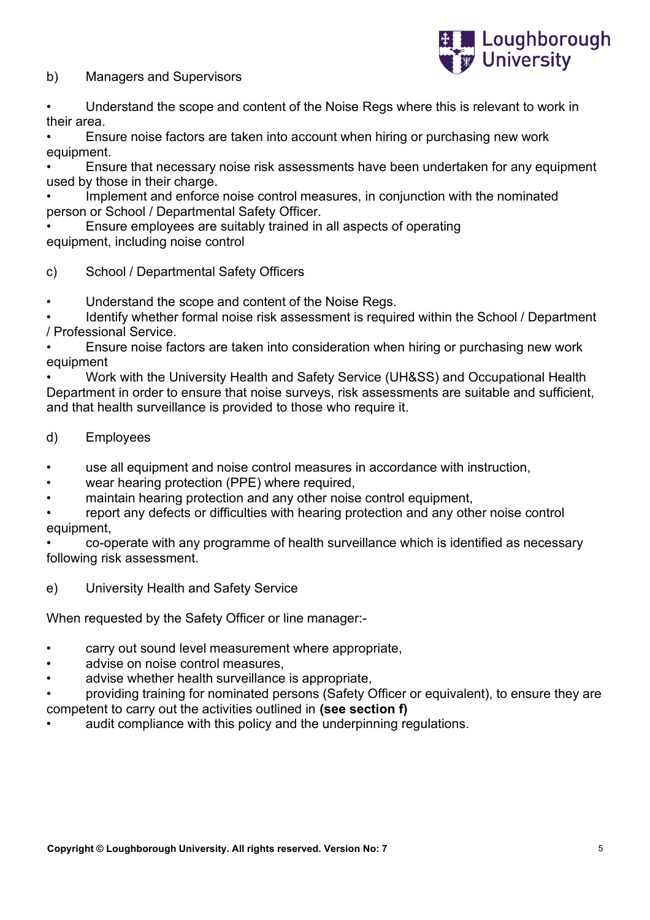b) Managers and Supervisors

- Understand the scope and content of the Noise Regs where this is relevant to work in their area.
- Ensure noise factors are taken into account when hiring or purchasing new work equipment.
- Ensure that necessary noise risk assessments have been undertaken for any equipment used by those in their charge.
- Implement and enforce noise control measures, in conjunction with the nominated person or School / Departmental Safety Officer.
- Ensure employees are suitably trained in all aspects of operating equipment, including noise control

c) School / Departmental Safety Officers

- Understand the scope and content of the Noise Regs.
- Identify whether formal noise risk assessment is required within the School / Department / Professional Service.
- Ensure noise factors are taken into consideration when hiring or purchasing new work equipment
- Work with the University Health and Safety Service (UH&SS) and Occupational Health Department in order to ensure that noise surveys, risk assessments are suitable and sufficient, and that health surveillance is provided to those who require it.

d) Employees

- use all equipment and noise control measures in accordance with instruction,
- wear hearing protection (PPE) where required,
- maintain hearing protection and any other noise control equipment,
- report any defects or difficulties with hearing protection and any other noise control equipment,
- co-operate with any programme of health surveillance which is identified as necessary following risk assessment.

e) University Health and Safety Service

When requested by the Safety Officer or line manager:-

- carry out sound level measurement where appropriate,
- advise on noise control measures,
- advise whether health surveillance is appropriate,
- providing training for nominated persons (Safety Officer or equivalent), to ensure they are competent to carry out the activities outlined in **(see section f)**
- audit compliance with this policy and the underpinning regulations.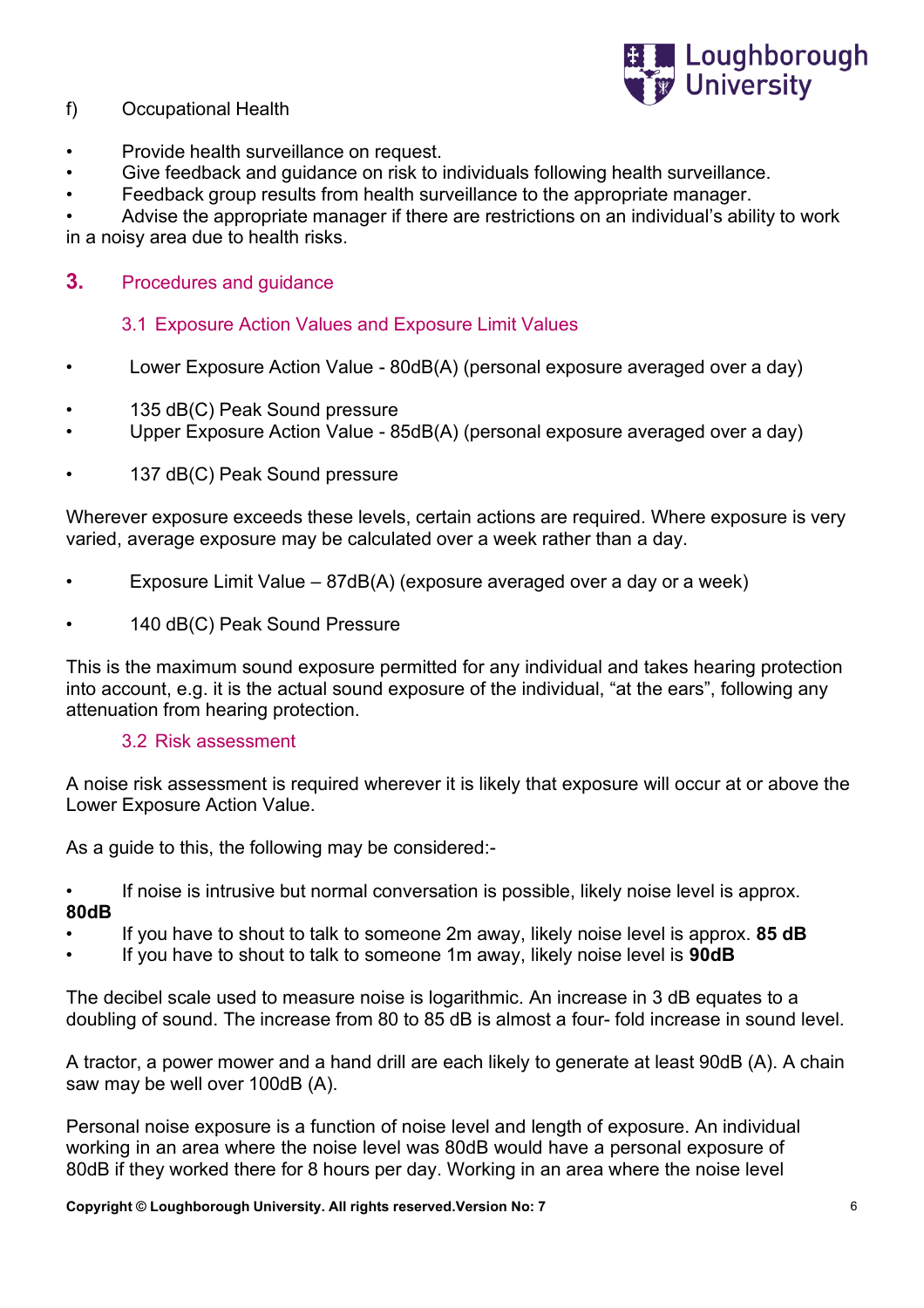f) Occupational Health

- Provide health surveillance on request.
- Give feedback and guidance on risk to individuals following health surveillance.
- Feedback group results from health surveillance to the appropriate manager.
- Advise the appropriate manager if there are restrictions on an individual's ability to work in a noisy area due to health risks.

## 3. Procedures and guidance

### 3.1 Exposure Action Values and Exposure Limit Values

- Lower Exposure Action Value - 80dB(A) (personal exposure averaged over a day)

- 135 dB(C) Peak Sound pressure
- Upper Exposure Action Value - 85dB(A) (personal exposure averaged over a day)

- 137 dB(C) Peak Sound pressure

Wherever exposure exceeds these levels, certain actions are required. Where exposure is very varied, average exposure may be calculated over a week rather than a day.

- Exposure Limit Value – 87dB(A) (exposure averaged over a day or a week)

- 140 dB(C) Peak Sound Pressure

This is the maximum sound exposure permitted for any individual and takes hearing protection into account, e.g. it is the actual sound exposure of the individual, "at the ears", following any attenuation from hearing protection.

### 3.2 Risk assessment

A noise risk assessment is required wherever it is likely that exposure will occur at or above the Lower Exposure Action Value.

As a guide to this, the following may be considered:-

- If noise is intrusive but normal conversation is possible, likely noise level is approx. **80dB**
- If you have to shout to talk to someone 2m away, likely noise level is approx. **85 dB**
- If you have to shout to talk to someone 1m away, likely noise level is **90dB**

The decibel scale used to measure noise is logarithmic. An increase in 3 dB equates to a doubling of sound. The increase from 80 to 85 dB is almost a four- fold increase in sound level.

A tractor, a power mower and a hand drill are each likely to generate at least 90dB (A). A chain saw may be well over 100dB (A).

Personal noise exposure is a function of noise level and length of exposure. An individual working in an area where the noise level was 80dB would have a personal exposure of 80dB if they worked there for 8 hours per day. Working in an area where the noise level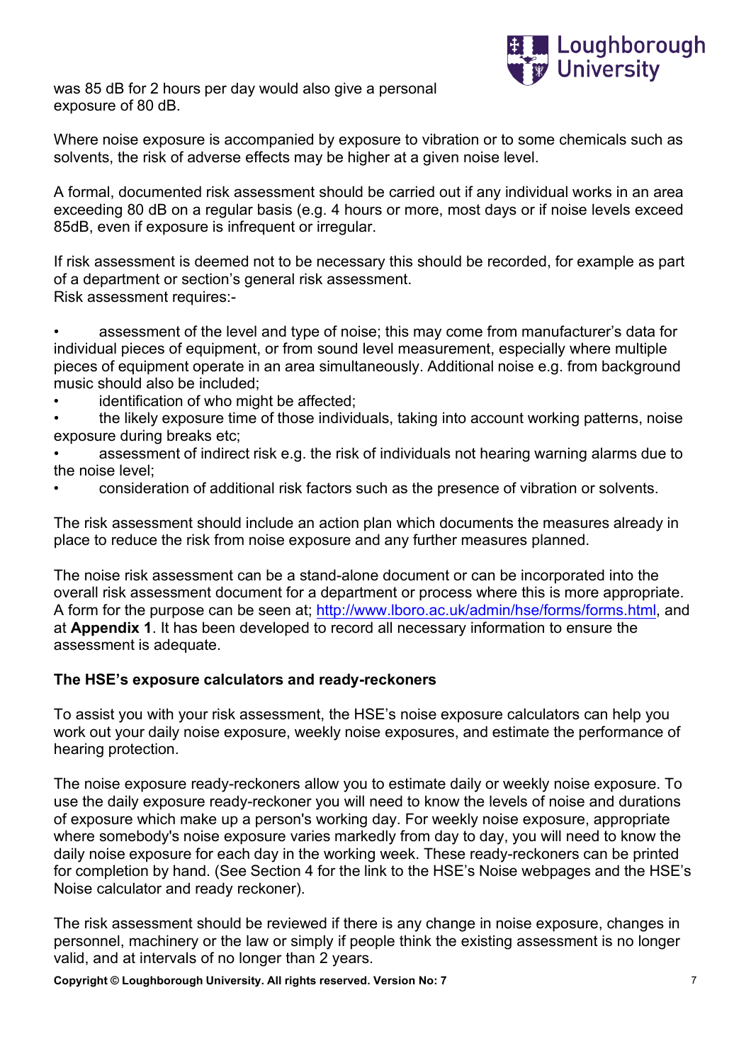was 85 dB for 2 hours per day would also give a personal exposure of 80 dB.

Where noise exposure is accompanied by exposure to vibration or to some chemicals such as solvents, the risk of adverse effects may be higher at a given noise level.

A formal, documented risk assessment should be carried out if any individual works in an area exceeding 80 dB on a regular basis (e.g. 4 hours or more, most days or if noise levels exceed 85dB, even if exposure is infrequent or irregular.

If risk assessment is deemed not to be necessary this should be recorded, for example as part of a department or section's general risk assessment.
Risk assessment requires:-

- assessment of the level and type of noise; this may come from manufacturer's data for individual pieces of equipment, or from sound level measurement, especially where multiple pieces of equipment operate in an area simultaneously. Additional noise e.g. from background music should also be included;
- identification of who might be affected;
- the likely exposure time of those individuals, taking into account working patterns, noise exposure during breaks etc;
- assessment of indirect risk e.g. the risk of individuals not hearing warning alarms due to the noise level;
- consideration of additional risk factors such as the presence of vibration or solvents.

The risk assessment should include an action plan which documents the measures already in place to reduce the risk from noise exposure and any further measures planned.

The noise risk assessment can be a stand-alone document or can be incorporated into the overall risk assessment document for a department or process where this is more appropriate. A form for the purpose can be seen at; http://www.lboro.ac.uk/admin/hse/forms/forms.html, and at **Appendix 1**. It has been developed to record all necessary information to ensure the assessment is adequate.

**The HSE's exposure calculators and ready-reckoners**

To assist you with your risk assessment, the HSE's noise exposure calculators can help you work out your daily noise exposure, weekly noise exposures, and estimate the performance of hearing protection.

The noise exposure ready-reckoners allow you to estimate daily or weekly noise exposure. To use the daily exposure ready-reckoner you will need to know the levels of noise and durations of exposure which make up a person's working day. For weekly noise exposure, appropriate where somebody's noise exposure varies markedly from day to day, you will need to know the daily noise exposure for each day in the working week. These ready-reckoners can be printed for completion by hand. (See Section 4 for the link to the HSE's Noise webpages and the HSE's Noise calculator and ready reckoner).

The risk assessment should be reviewed if there is any change in noise exposure, changes in personnel, machinery or the law or simply if people think the existing assessment is no longer valid, and at intervals of no longer than 2 years.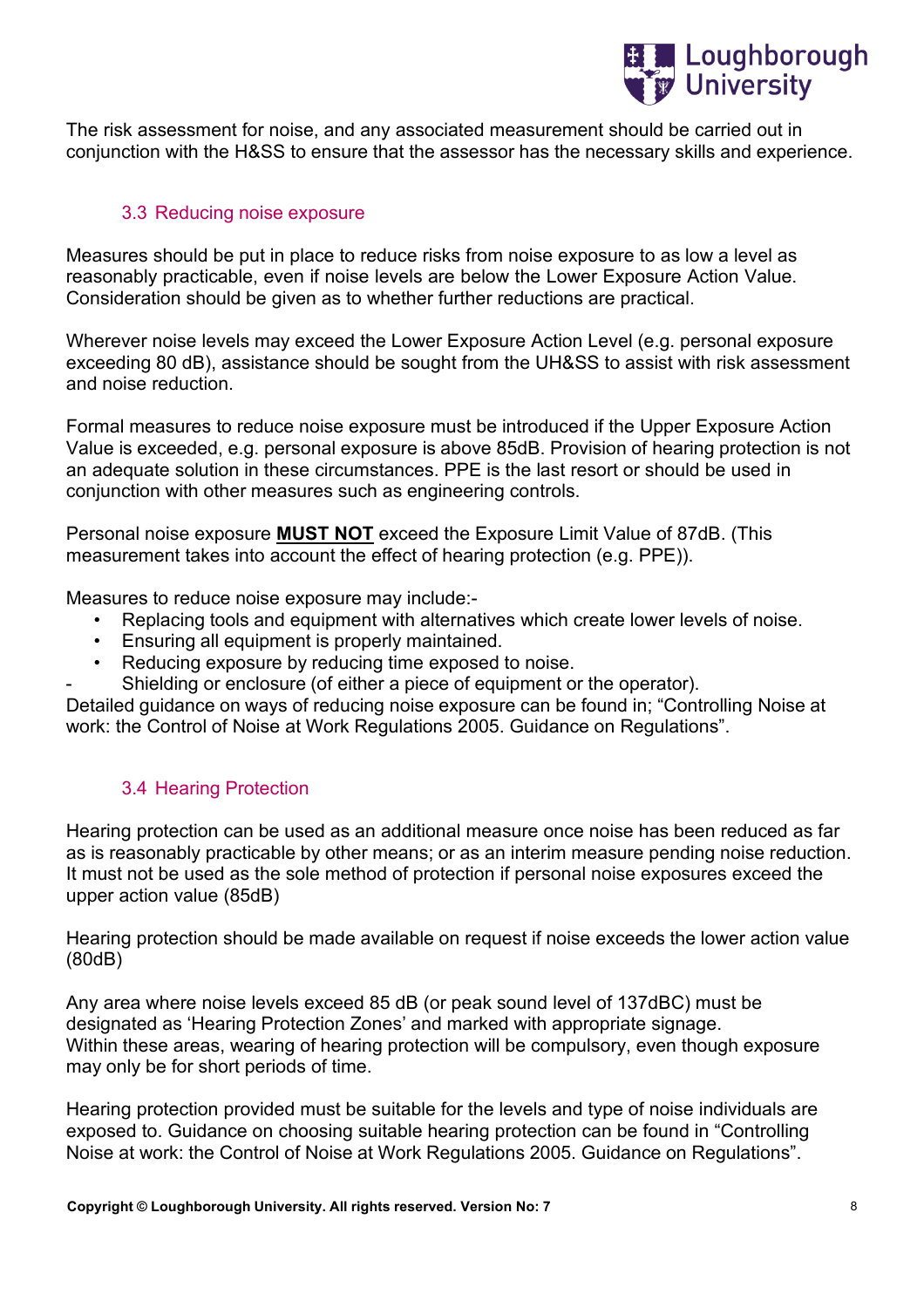The risk assessment for noise, and any associated measurement should be carried out in conjunction with the H&SS to ensure that the assessor has the necessary skills and experience.

### 3.3 Reducing noise exposure

Measures should be put in place to reduce risks from noise exposure to as low a level as reasonably practicable, even if noise levels are below the Lower Exposure Action Value. Consideration should be given as to whether further reductions are practical.

Wherever noise levels may exceed the Lower Exposure Action Level (e.g. personal exposure exceeding 80 dB), assistance should be sought from the UH&SS to assist with risk assessment and noise reduction.

Formal measures to reduce noise exposure must be introduced if the Upper Exposure Action Value is exceeded, e.g. personal exposure is above 85dB. Provision of hearing protection is not an adequate solution in these circumstances. PPE is the last resort or should be used in conjunction with other measures such as engineering controls.

Personal noise exposure **<u>MUST NOT</u>** exceed the Exposure Limit Value of 87dB. (This measurement takes into account the effect of hearing protection (e.g. PPE)).

Measures to reduce noise exposure may include:-

- Replacing tools and equipment with alternatives which create lower levels of noise.
- Ensuring all equipment is properly maintained.
- Reducing exposure by reducing time exposed to noise.
- Shielding or enclosure (of either a piece of equipment or the operator).

Detailed guidance on ways of reducing noise exposure can be found in; “Controlling Noise at work: the Control of Noise at Work Regulations 2005. Guidance on Regulations”.

### 3.4 Hearing Protection

Hearing protection can be used as an additional measure once noise has been reduced as far as is reasonably practicable by other means; or as an interim measure pending noise reduction. It must not be used as the sole method of protection if personal noise exposures exceed the upper action value (85dB)

Hearing protection should be made available on request if noise exceeds the lower action value (80dB)

Any area where noise levels exceed 85 dB (or peak sound level of 137dBC) must be designated as ‘Hearing Protection Zones’ and marked with appropriate signage.
Within these areas, wearing of hearing protection will be compulsory, even though exposure may only be for short periods of time.

Hearing protection provided must be suitable for the levels and type of noise individuals are exposed to. Guidance on choosing suitable hearing protection can be found in “Controlling Noise at work: the Control of Noise at Work Regulations 2005. Guidance on Regulations”.

**Copyright © Loughborough University. All rights reserved. Version No: 7**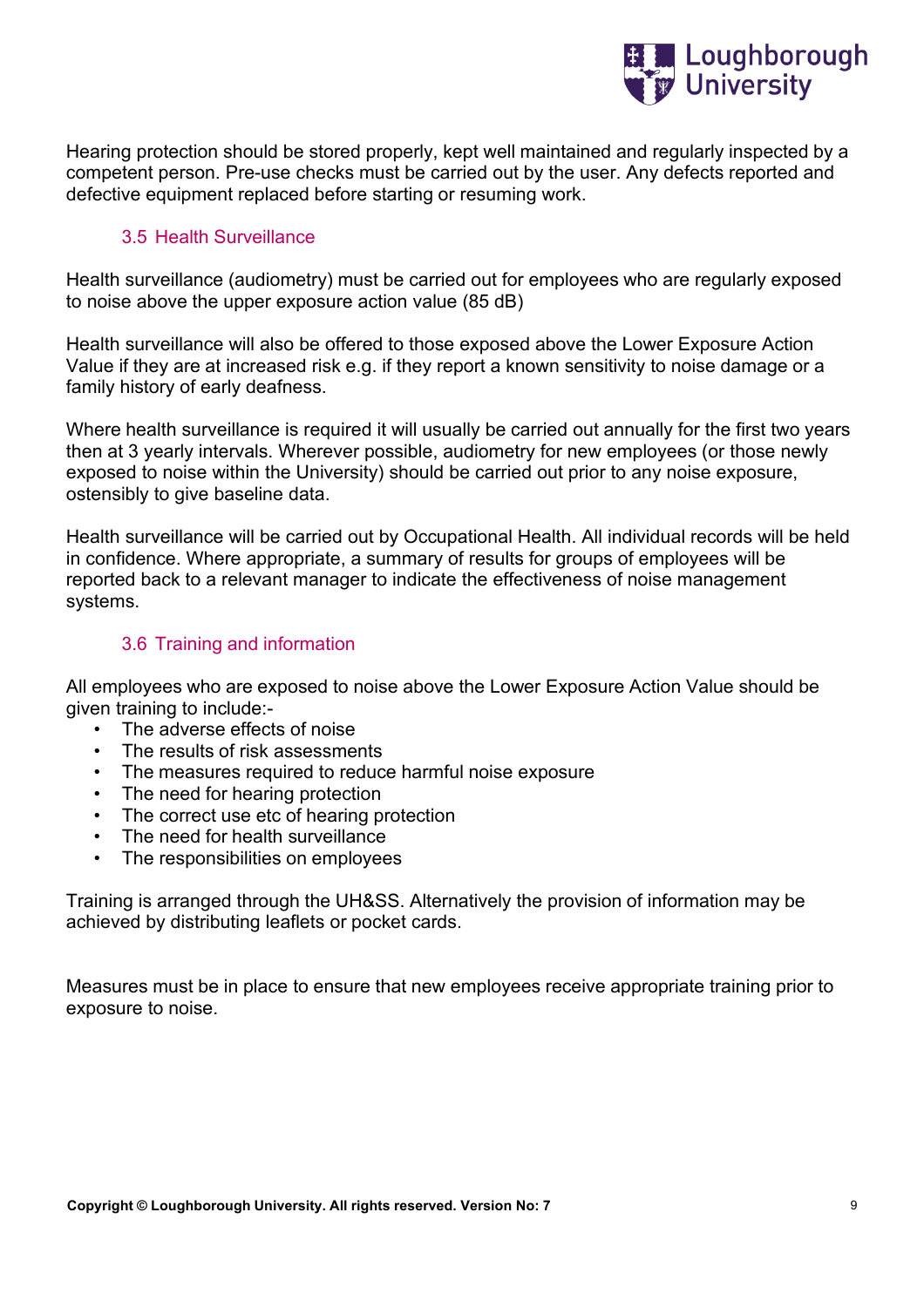Hearing protection should be stored properly, kept well maintained and regularly inspected by a competent person. Pre-use checks must be carried out by the user. Any defects reported and defective equipment replaced before starting or resuming work.

### 3.5 Health Surveillance

Health surveillance (audiometry) must be carried out for employees who are regularly exposed to noise above the upper exposure action value (85 dB)

Health surveillance will also be offered to those exposed above the Lower Exposure Action Value if they are at increased risk e.g. if they report a known sensitivity to noise damage or a family history of early deafness.

Where health surveillance is required it will usually be carried out annually for the first two years then at 3 yearly intervals. Wherever possible, audiometry for new employees (or those newly exposed to noise within the University) should be carried out prior to any noise exposure, ostensibly to give baseline data.

Health surveillance will be carried out by Occupational Health. All individual records will be held in confidence. Where appropriate, a summary of results for groups of employees will be reported back to a relevant manager to indicate the effectiveness of noise management systems.

### 3.6 Training and information

All employees who are exposed to noise above the Lower Exposure Action Value should be given training to include:-

- The adverse effects of noise
- The results of risk assessments
- The measures required to reduce harmful noise exposure
- The need for hearing protection
- The correct use etc of hearing protection
- The need for health surveillance
- The responsibilities on employees

Training is arranged through the UH&SS. Alternatively the provision of information may be achieved by distributing leaflets or pocket cards.

Measures must be in place to ensure that new employees receive appropriate training prior to exposure to noise.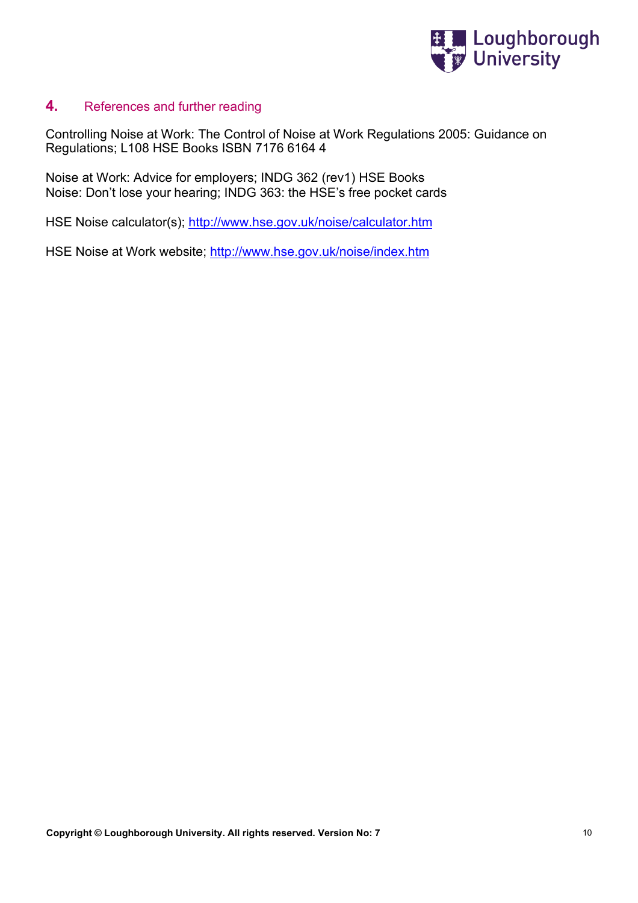## 4. References and further reading

Controlling Noise at Work: The Control of Noise at Work Regulations 2005: Guidance on Regulations; L108 HSE Books ISBN 7176 6164 4

Noise at Work: Advice for employers; INDG 362 (rev1) HSE Books
Noise: Don't lose your hearing; INDG 363: the HSE's free pocket cards

HSE Noise calculator(s); http://www.hse.gov.uk/noise/calculator.htm

HSE Noise at Work website; http://www.hse.gov.uk/noise/index.htm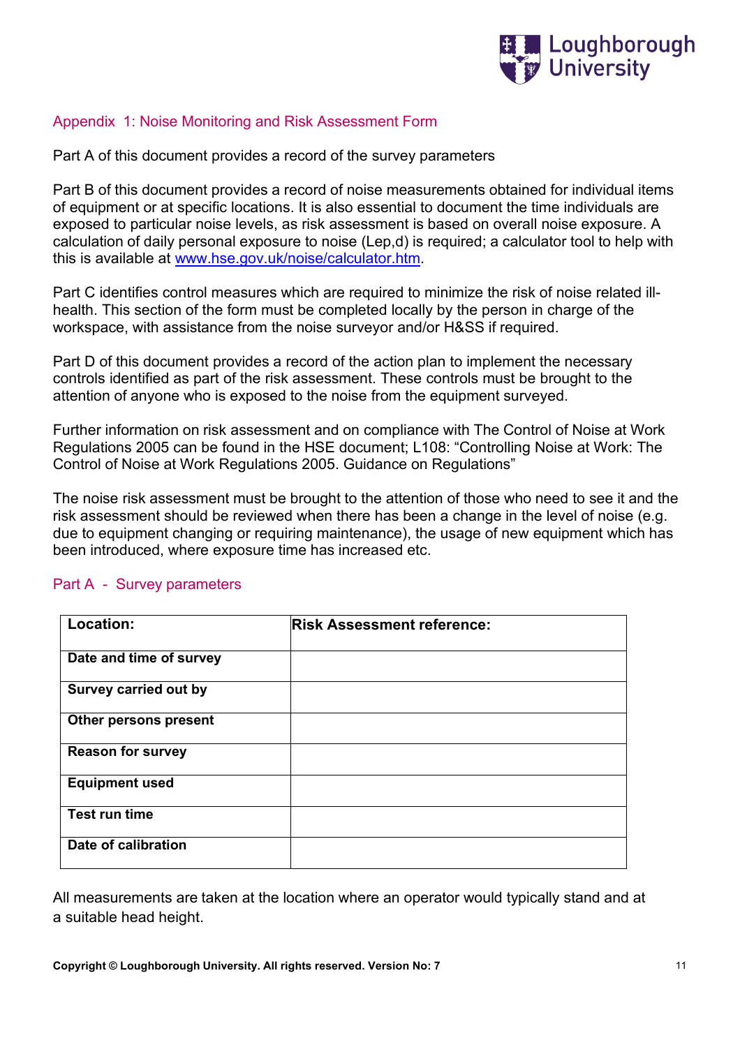## Appendix 1: Noise Monitoring and Risk Assessment Form

Part A of this document provides a record of the survey parameters

Part B of this document provides a record of noise measurements obtained for individual items of equipment or at specific locations. It is also essential to document the time individuals are exposed to particular noise levels, as risk assessment is based on overall noise exposure. A calculation of daily personal exposure to noise (Lep,d) is required; a calculator tool to help with this is available at [www.hse.gov.uk/noise/calculator.htm](www.hse.gov.uk/noise/calculator.htm).

Part C identifies control measures which are required to minimize the risk of noise related ill-health. This section of the form must be completed locally by the person in charge of the workspace, with assistance from the noise surveyor and/or H&SS if required.

Part D of this document provides a record of the action plan to implement the necessary controls identified as part of the risk assessment. These controls must be brought to the attention of anyone who is exposed to the noise from the equipment surveyed.

Further information on risk assessment and on compliance with The Control of Noise at Work Regulations 2005 can be found in the HSE document; L108: "Controlling Noise at Work: The Control of Noise at Work Regulations 2005. Guidance on Regulations"

The noise risk assessment must be brought to the attention of those who need to see it and the risk assessment should be reviewed when there has been a change in the level of noise (e.g. due to equipment changing or requiring maintenance), the usage of new equipment which has been introduced, where exposure time has increased etc.

### Part A - Survey parameters

| **Location:** | **Risk Assessment reference:** |
|---|---|
| **Date and time of survey** | |
| **Survey carried out by** | |
| **Other persons present** | |
| **Reason for survey** | |
| **Equipment used** | |
| **Test run time** | |
| **Date of calibration** | |

All measurements are taken at the location where an operator would typically stand and at a suitable head height.

**Copyright © Loughborough University. All rights reserved. Version No: 7**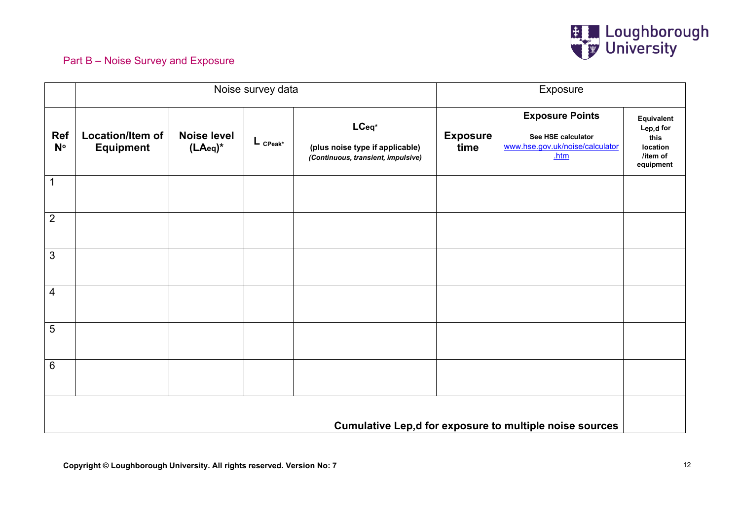## Part B – Noise Survey and Exposure

| | Noise survey data | | | | Exposure | | |
|---|---|---|---|---|---|---|---|
| **Ref Nº** | **Location/Item of Equipment** | **Noise level ($LA_{eq}$)*** | **$L_{CPeak}$*** | **$LC_{eq}$*** **(plus noise type if applicable)** ***(Continuous, transient, impulsive)*** | **Exposure time** | **Exposure Points** **See HSE calculator** [www.hse.gov.uk/noise/calculator.htm](http://www.hse.gov.uk/noise/calculator.htm) | **Equivalent Lep,d for this location /item of equipment** |
| 1 | | | | | | | |
| 2 | | | | | | | |
| 3 | | | | | | | |
| 4 | | | | | | | |
| 5 | | | | | | | |
| 6 | | | | | | | |
| **Cumulative Lep,d for exposure to multiple noise sources** | | | | | | | |

**Copyright © Loughborough University. All rights reserved. Version No: 7**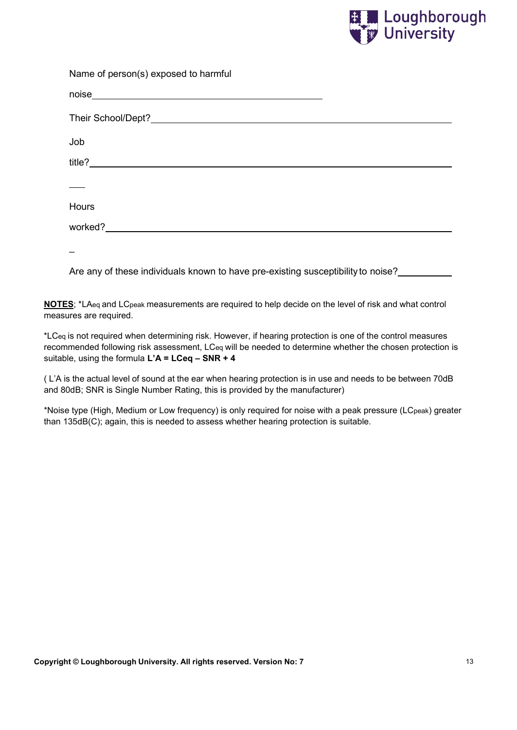Name of person(s) exposed to harmful

noise\_\_\_\_\_\_\_\_\_\_\_\_\_\_\_\_\_\_\_\_\_\_\_\_\_\_\_\_\_\_\_\_\_\_\_\_\_\_\_\_\_\_\_\_

Their School/Dept?\_\_\_\_\_\_\_\_\_\_\_\_\_\_\_\_\_\_\_\_\_\_\_\_\_\_\_\_\_\_\_\_\_\_\_\_\_\_\_\_\_\_\_\_\_\_\_\_\_\_\_\_\_\_\_\_

Job

title?\_\_\_\_\_\_\_\_\_\_\_\_\_\_\_\_\_\_\_\_\_\_\_\_\_\_\_\_\_\_\_\_\_\_\_\_\_\_\_\_\_\_\_\_\_\_\_\_\_\_\_\_\_\_\_\_\_\_\_\_\_\_\_\_\_\_\_\_\_

\_\_\_

Hours

worked?\_\_\_\_\_\_\_\_\_\_\_\_\_\_\_\_\_\_\_\_\_\_\_\_\_\_\_\_\_\_\_\_\_\_\_\_\_\_\_\_\_\_\_\_\_\_\_\_\_\_\_\_\_\_\_\_\_\_\_\_\_\_\_\_\_\_\_

\_

Are any of these individuals known to have pre-existing susceptibility to noise?\_\_\_\_\_\_\_\_\_\_

**NOTES**; *$LA_{eq}$ and $LC_{peak}$ measurements are required to help decide on the level of risk and what control measures are required.

*$LC_{eq}$ is not required when determining risk. However, if hearing protection is one of the control measures recommended following risk assessment, $LC_{eq}$ will be needed to determine whether the chosen protection is suitable, using the formula **L'A = LCeq – SNR + 4**

( L'A is the actual level of sound at the ear when hearing protection is in use and needs to be between 70dB and 80dB; SNR is Single Number Rating, this is provided by the manufacturer)

*Noise type (High, Medium or Low frequency) is only required for noise with a peak pressure ($LC_{peak}$) greater than 135dB(C); again, this is needed to assess whether hearing protection is suitable.

**Copyright © Loughborough University. All rights reserved. Version No: 7**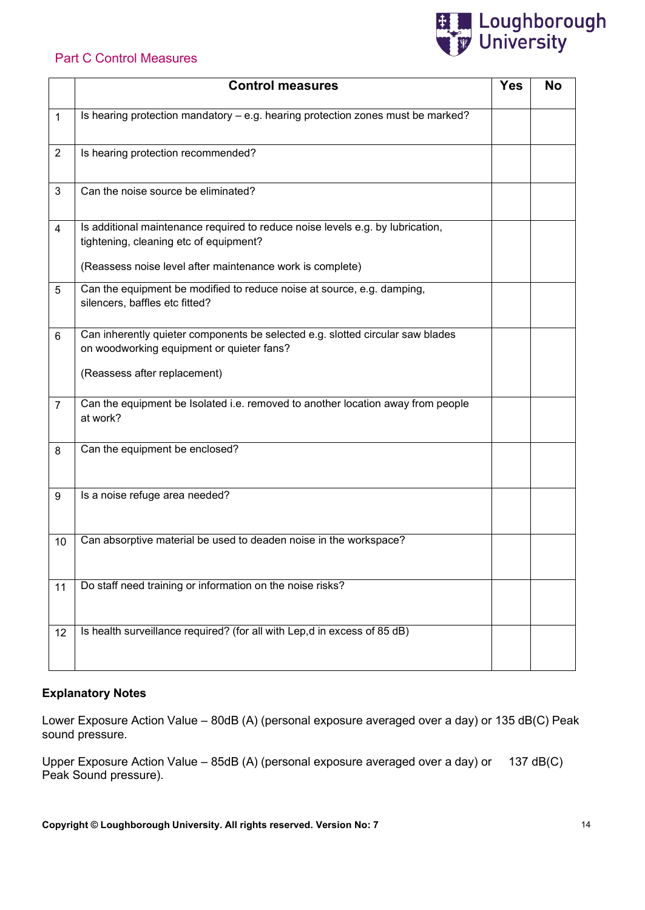## Part C Control Measures

| | Control measures | Yes | No |
|---|---|---|---|
| 1 | Is hearing protection mandatory – e.g. hearing protection zones must be marked? | | |
| 2 | Is hearing protection recommended? | | |
| 3 | Can the noise source be eliminated? | | |
| 4 | Is additional maintenance required to reduce noise levels e.g. by lubrication, tightening, cleaning etc of equipment?<br><br>(Reassess noise level after maintenance work is complete) | | |
| 5 | Can the equipment be modified to reduce noise at source, e.g. damping, silencers, baffles etc fitted? | | |
| 6 | Can inherently quieter components be selected e.g. slotted circular saw blades on woodworking equipment or quieter fans?<br><br>(Reassess after replacement) | | |
| 7 | Can the equipment be Isolated i.e. removed to another location away from people at work? | | |
| 8 | Can the equipment be enclosed? | | |
| 9 | Is a noise refuge area needed? | | |
| 10 | Can absorptive material be used to deaden noise in the workspace? | | |
| 11 | Do staff need training or information on the noise risks? | | |
| 12 | Is health surveillance required? (for all with Lep,d in excess of 85 dB) | | |

**Explanatory Notes**

Lower Exposure Action Value – 80dB (A) (personal exposure averaged over a day) or 135 dB(C) Peak sound pressure.

Upper Exposure Action Value – 85dB (A) (personal exposure averaged over a day) or 137 dB(C) Peak Sound pressure).

**Copyright © Loughborough University. All rights reserved. Version No: 7**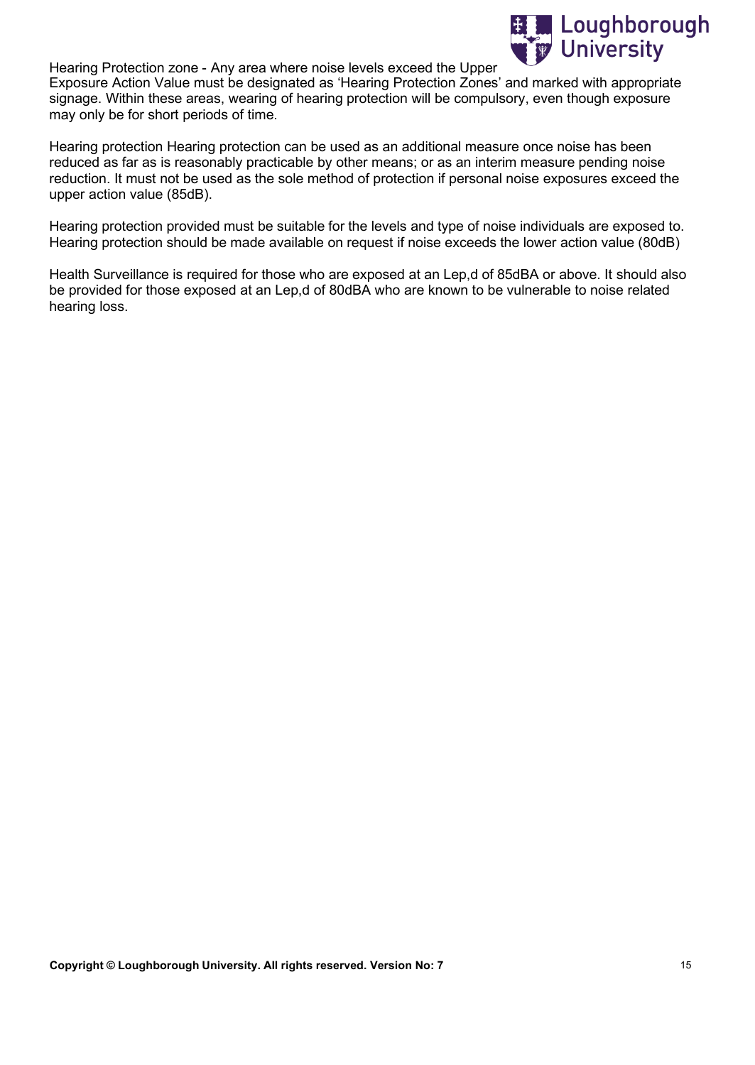Hearing Protection zone - Any area where noise levels exceed the Upper Exposure Action Value must be designated as 'Hearing Protection Zones' and marked with appropriate signage. Within these areas, wearing of hearing protection will be compulsory, even though exposure may only be for short periods of time.

Hearing protection Hearing protection can be used as an additional measure once noise has been reduced as far as is reasonably practicable by other means; or as an interim measure pending noise reduction. It must not be used as the sole method of protection if personal noise exposures exceed the upper action value (85dB).

Hearing protection provided must be suitable for the levels and type of noise individuals are exposed to. Hearing protection should be made available on request if noise exceeds the lower action value (80dB)

Health Surveillance is required for those who are exposed at an Lep,d of 85dBA or above. It should also be provided for those exposed at an Lep,d of 80dBA who are known to be vulnerable to noise related hearing loss.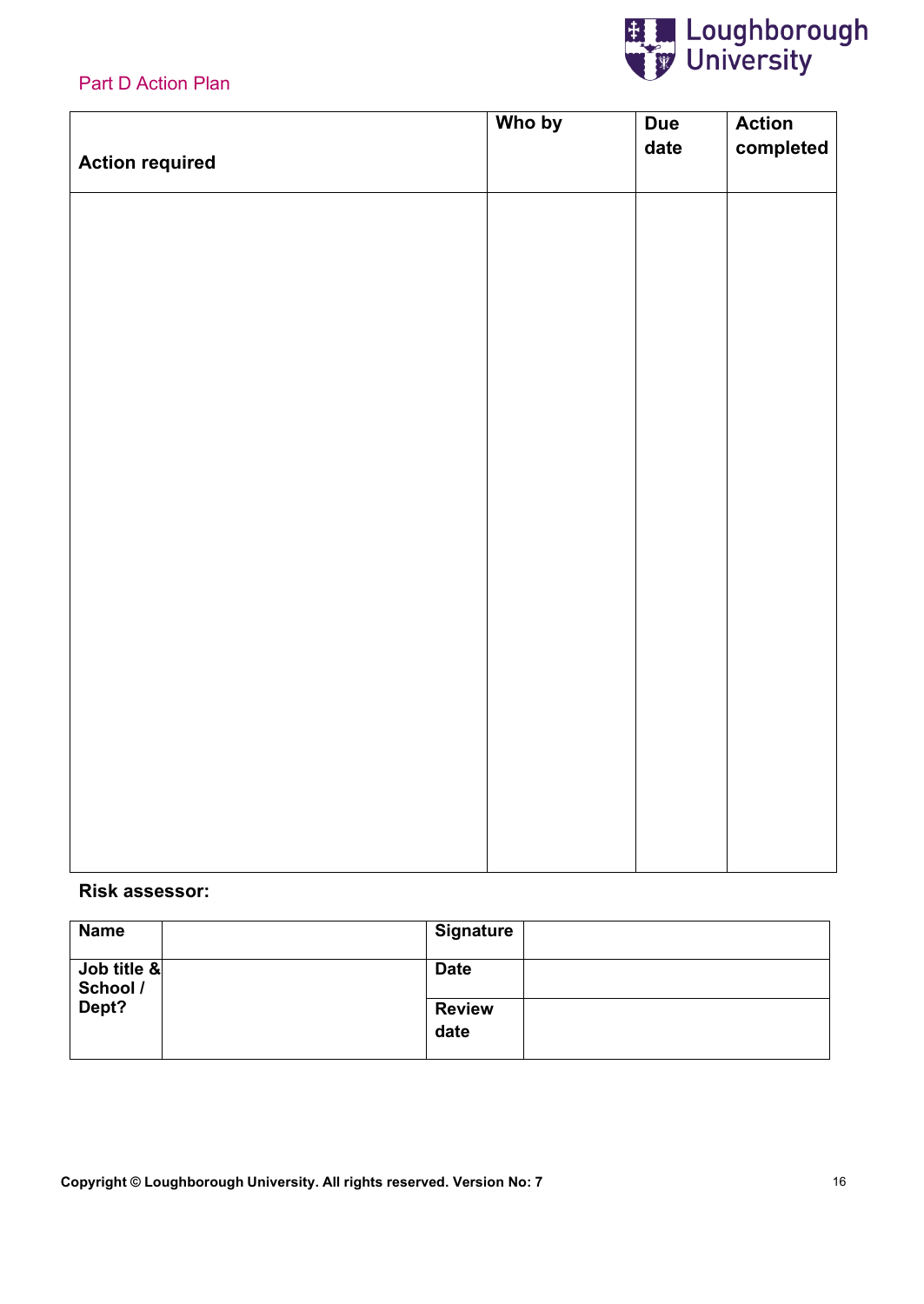## Part D Action Plan

| Action required | Who by | Due date | Action completed |
|---|---|---|---|
| | | | |

**Risk assessor:**

| **Name** | | **Signature** | |
|---|---|---|---|
| **Job title & School / Dept?** | | **Date** | |
| | | **Review date** | |

**Copyright © Loughborough University. All rights reserved. Version No: 7**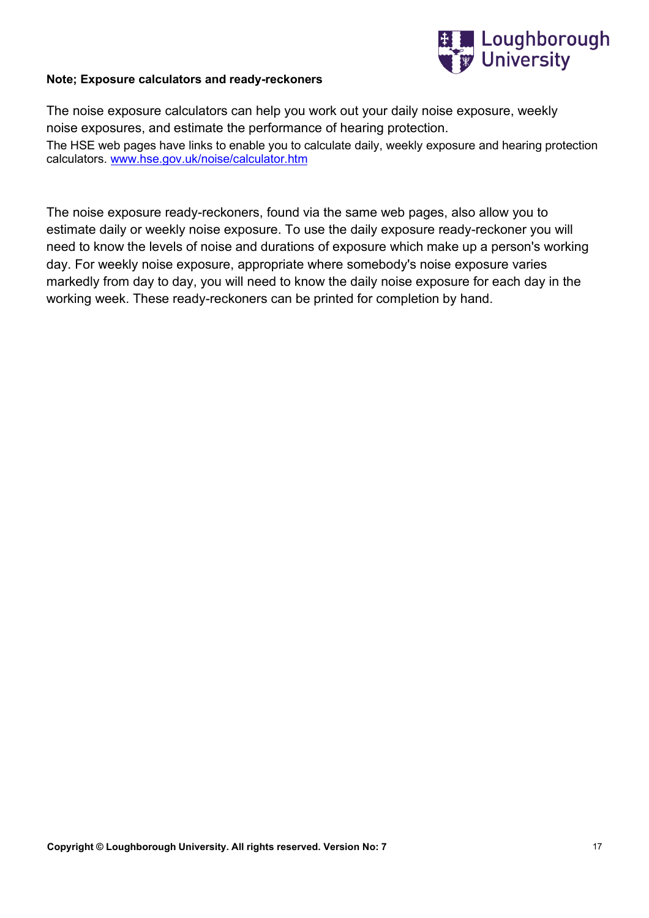**Note; Exposure calculators and ready-reckoners**

The noise exposure calculators can help you work out your daily noise exposure, weekly noise exposures, and estimate the performance of hearing protection.

The HSE web pages have links to enable you to calculate daily, weekly exposure and hearing protection calculators. [www.hse.gov.uk/noise/calculator.htm](http://www.hse.gov.uk/noise/calculator.htm)

The noise exposure ready-reckoners, found via the same web pages, also allow you to estimate daily or weekly noise exposure. To use the daily exposure ready-reckoner you will need to know the levels of noise and durations of exposure which make up a person's working day. For weekly noise exposure, appropriate where somebody's noise exposure varies markedly from day to day, you will need to know the daily noise exposure for each day in the working week. These ready-reckoners can be printed for completion by hand.